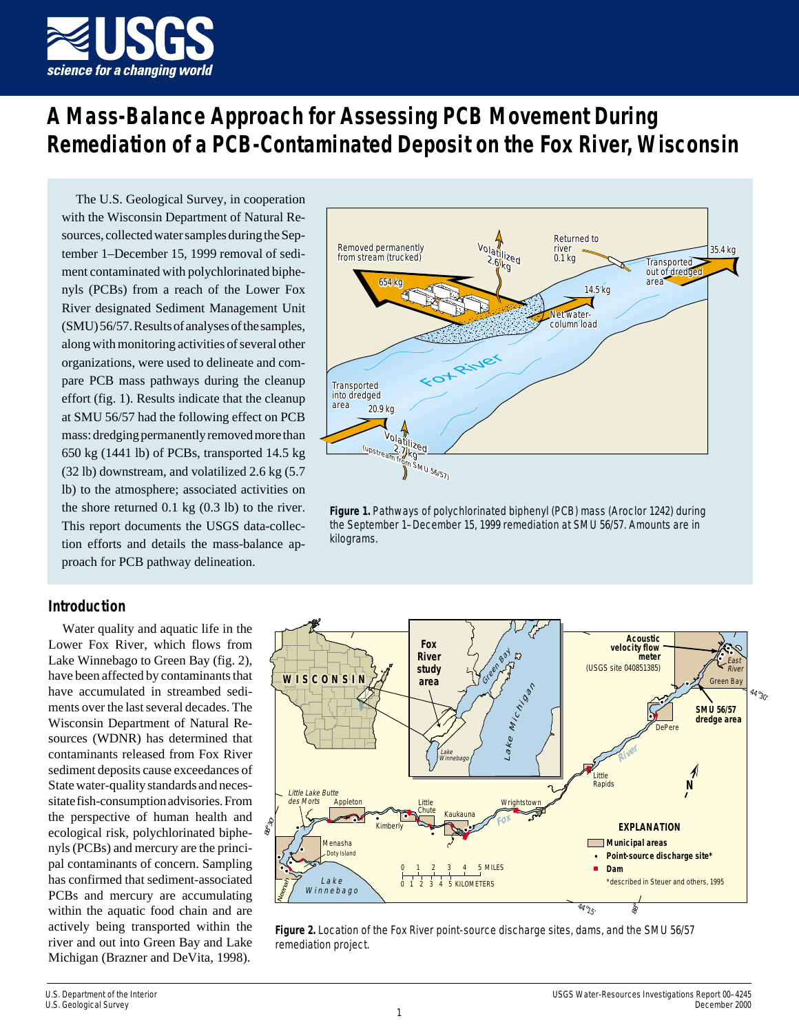# A Mass-Balance Approach for Assessing PCB Movement During Remediation of a PCB-Contaminated Deposit on the Fox River, Wisconsin

The U.S. Geological Survey, in cooperation with the Wisconsin Department of Natural Resources, collected water samples during the September 1–December 15, 1999 removal of sediment contaminated with polychlorinated biphenyls (PCBs) from a reach of the Lower Fox River designated Sediment Management Unit (SMU) 56/57. Results of analyses of the samples, along with monitoring activities of several other organizations, were used to delineate and compare PCB mass pathways during the cleanup effort (fig. 1). Results indicate that the cleanup at SMU 56/57 had the following effect on PCB mass: dredging permanently removed more than 650 kg (1441 lb) of PCBs, transported 14.5 kg (32 lb) downstream, and volatilized 2.6 kg (5.7 lb) to the atmosphere; associated activities on the shore returned 0.1 kg (0.3 lb) to the river. This report documents the USGS data-collection efforts and details the mass-balance approach for PCB pathway delineation.

**Figure 1.** Pathways of polychlorinated biphenyl (PCB) mass (Aroclor 1242) during the September 1–December 15, 1999 remediation at SMU 56/57. Amounts are in kilograms.

## Introduction

Water quality and aquatic life in the Lower Fox River, which flows from Lake Winnebago to Green Bay (fig. 2), have been affected by contaminants that have accumulated in streambed sediments over the last several decades. The Wisconsin Department of Natural Resources (WDNR) has determined that contaminants released from Fox River sediment deposits cause exceedances of State water-quality standards and necessitate fish-consumption advisories. From the perspective of human health and ecological risk, polychlorinated biphenyls (PCBs) and mercury are the principal contaminants of concern. Sampling has confirmed that sediment-associated PCBs and mercury are accumulating within the aquatic food chain and are actively being transported within the river and out into Green Bay and Lake Michigan (Brazner and DeVita, 1998).

**Figure 2.** Location of the Fox River point-source discharge sites, dams, and the SMU 56/57 remediation project.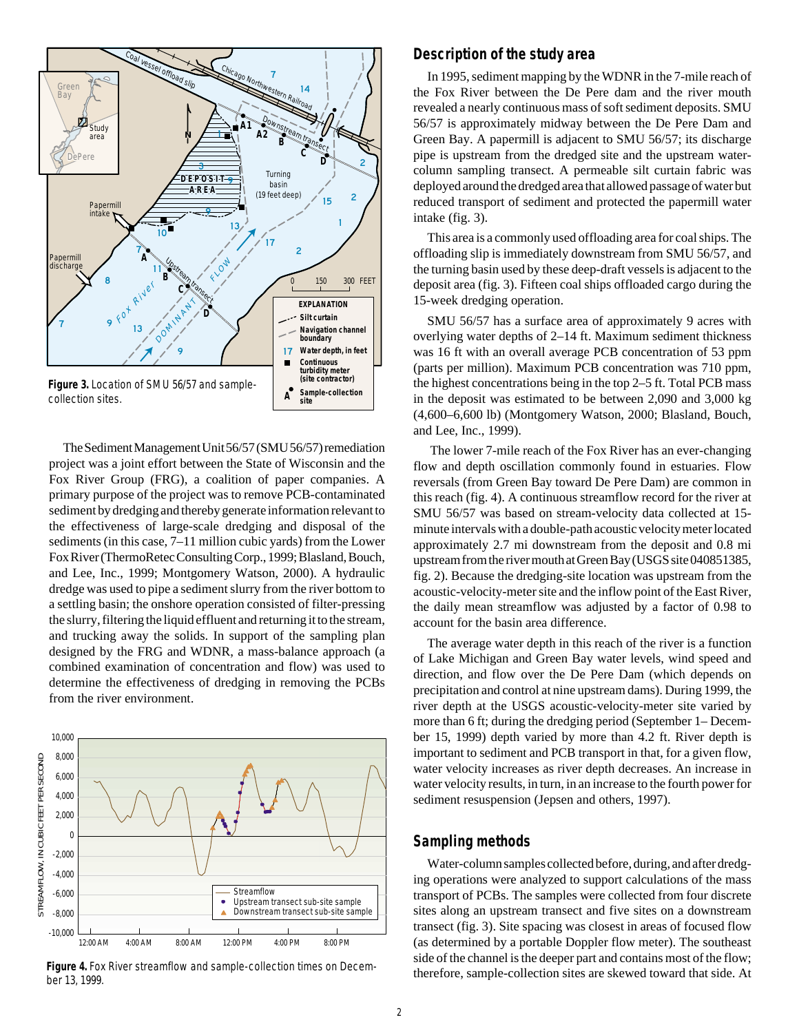Figure 3. Location of SMU 56/57 and sample-collection sites.

The Sediment Management Unit 56/57 (SMU 56/57) remediation project was a joint effort between the State of Wisconsin and the Fox River Group (FRG), a coalition of paper companies. A primary purpose of the project was to remove PCB-contaminated sediment by dredging and thereby generate information relevant to the effectiveness of large-scale dredging and disposal of the sediments (in this case, 7–11 million cubic yards) from the Lower Fox River (ThermoRetec Consulting Corp., 1999; Blasland, Bouch, and Lee, Inc., 1999; Montgomery Watson, 2000). A hydraulic dredge was used to pipe a sediment slurry from the river bottom to a settling basin; the onshore operation consisted of filter-pressing the slurry, filtering the liquid effluent and returning it to the stream, and trucking away the solids. In support of the sampling plan designed by the FRG and WDNR, a mass-balance approach (a combined examination of concentration and flow) was used to determine the effectiveness of dredging in removing the PCBs from the river environment.

Figure 4. Fox River streamflow and sample-collection times on December 13, 1999.

## Description of the study area

In 1995, sediment mapping by the WDNR in the 7-mile reach of the Fox River between the De Pere dam and the river mouth revealed a nearly continuous mass of soft sediment deposits. SMU 56/57 is approximately midway between the De Pere Dam and Green Bay. A papermill is adjacent to SMU 56/57; its discharge pipe is upstream from the dredged site and the upstream water-column sampling transect. A permeable silt curtain fabric was deployed around the dredged area that allowed passage of water but reduced transport of sediment and protected the papermill water intake (fig. 3).

This area is a commonly used offloading area for coal ships. The offloading slip is immediately downstream from SMU 56/57, and the turning basin used by these deep-draft vessels is adjacent to the deposit area (fig. 3). Fifteen coal ships offloaded cargo during the 15-week dredging operation.

SMU 56/57 has a surface area of approximately 9 acres with overlying water depths of 2–14 ft. Maximum sediment thickness was 16 ft with an overall average PCB concentration of 53 ppm (parts per million). Maximum PCB concentration was 710 ppm, the highest concentrations being in the top 2–5 ft. Total PCB mass in the deposit was estimated to be between 2,090 and 3,000 kg (4,600–6,600 lb) (Montgomery Watson, 2000; Blasland, Bouch, and Lee, Inc., 1999).

The lower 7-mile reach of the Fox River has an ever-changing flow and depth oscillation commonly found in estuaries. Flow reversals (from Green Bay toward De Pere Dam) are common in this reach (fig. 4). A continuous streamflow record for the river at SMU 56/57 was based on stream-velocity data collected at 15-minute intervals with a double-path acoustic velocity meter located approximately 2.7 mi downstream from the deposit and 0.8 mi upstream from the river mouth at Green Bay (USGS site 040851385, fig. 2). Because the dredging-site location was upstream from the acoustic-velocity-meter site and the inflow point of the East River, the daily mean streamflow was adjusted by a factor of 0.98 to account for the basin area difference.

The average water depth in this reach of the river is a function of Lake Michigan and Green Bay water levels, wind speed and direction, and flow over the De Pere Dam (which depends on precipitation and control at nine upstream dams). During 1999, the river depth at the USGS acoustic-velocity-meter site varied by more than 6 ft; during the dredging period (September 1– December 15, 1999) depth varied by more than 4.2 ft. River depth is important to sediment and PCB transport in that, for a given flow, water velocity increases as river depth decreases. An increase in water velocity results, in turn, in an increase to the fourth power for sediment resuspension (Jepsen and others, 1997).

## Sampling methods

Water-column samples collected before, during, and after dredging operations were analyzed to support calculations of the mass transport of PCBs. The samples were collected from four discrete sites along an upstream transect and five sites on a downstream transect (fig. 3). Site spacing was closest in areas of focused flow (as determined by a portable Doppler flow meter). The southeast side of the channel is the deeper part and contains most of the flow; therefore, sample-collection sites are skewed toward that side. At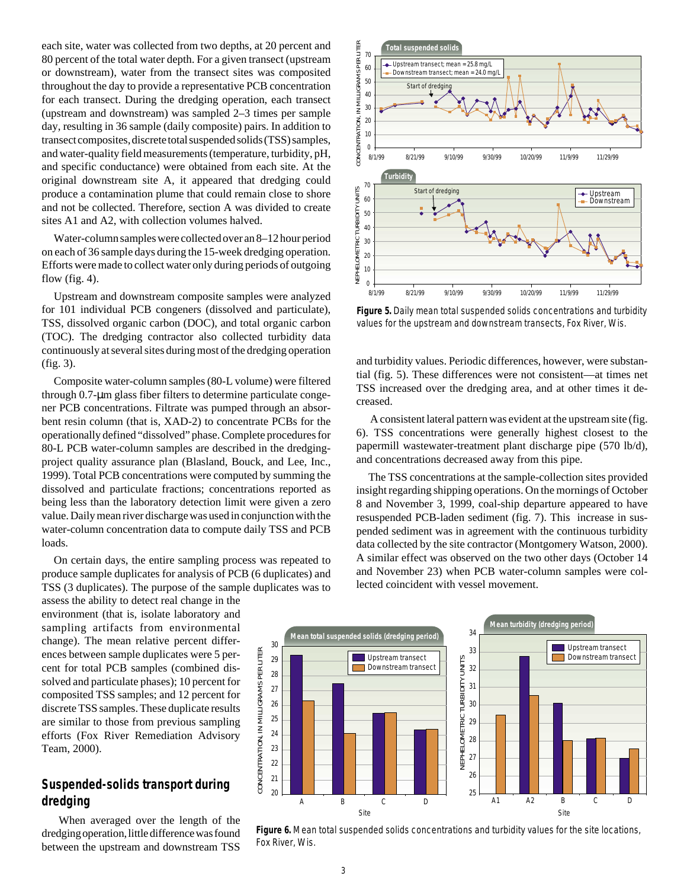each site, water was collected from two depths, at 20 percent and 80 percent of the total water depth. For a given transect (upstream or downstream), water from the transect sites was composited throughout the day to provide a representative PCB concentration for each transect. During the dredging operation, each transect (upstream and downstream) was sampled 2–3 times per sample day, resulting in 36 sample (daily composite) pairs. In addition to transect composites, discrete total suspended solids (TSS) samples, and water-quality field measurements (temperature, turbidity, pH, and specific conductance) were obtained from each site. At the original downstream site A, it appeared that dredging could produce a contamination plume that could remain close to shore and not be collected. Therefore, section A was divided to create sites A1 and A2, with collection volumes halved.

Water-column samples were collected over an 8–12 hour period on each of 36 sample days during the 15-week dredging operation. Efforts were made to collect water only during periods of outgoing flow (fig. 4).

Upstream and downstream composite samples were analyzed for 101 individual PCB congeners (dissolved and particulate), TSS, dissolved organic carbon (DOC), and total organic carbon (TOC). The dredging contractor also collected turbidity data continuously at several sites during most of the dredging operation (fig. 3).

Composite water-column samples (80-L volume) were filtered through 0.7-µm glass fiber filters to determine particulate congener PCB concentrations. Filtrate was pumped through an absorbent resin column (that is, XAD-2) to concentrate PCBs for the operationally defined "dissolved" phase. Complete procedures for 80-L PCB water-column samples are described in the dredging-project quality assurance plan (Blasland, Bouck, and Lee, Inc., 1999). Total PCB concentrations were computed by summing the dissolved and particulate fractions; concentrations reported as being less than the laboratory detection limit were given a zero value. Daily mean river discharge was used in conjunction with the water-column concentration data to compute daily TSS and PCB loads.

On certain days, the entire sampling process was repeated to produce sample duplicates for analysis of PCB (6 duplicates) and TSS (3 duplicates). The purpose of the sample duplicates was to assess the ability to detect real change in the environment (that is, isolate laboratory and sampling artifacts from environmental change). The mean relative percent differences between sample duplicates were 5 percent for total PCB samples (combined dissolved and particulate phases); 10 percent for composited TSS samples; and 12 percent for discrete TSS samples. These duplicate results are similar to those from previous sampling efforts (Fox River Remediation Advisory Team, 2000).

## Suspended-solids transport during dredging

When averaged over the length of the dredging operation, little difference was found between the upstream and downstream TSS and turbidity values. Periodic differences, however, were substantial (fig. 5). These differences were not consistent—at times net TSS increased over the dredging area, and at other times it decreased.

A consistent lateral pattern was evident at the upstream site (fig. 6). TSS concentrations were generally highest closest to the papermill wastewater-treatment plant discharge pipe (570 lb/d), and concentrations decreased away from this pipe.

The TSS concentrations at the sample-collection sites provided insight regarding shipping operations. On the mornings of October 8 and November 3, 1999, coal-ship departure appeared to have resuspended PCB-laden sediment (fig. 7). This increase in suspended sediment was in agreement with the continuous turbidity data collected by the site contractor (Montgomery Watson, 2000). A similar effect was observed on the two other days (October 14 and November 23) when PCB water-column samples were collected coincident with vessel movement.

**Figure 5.** Daily mean total suspended solids concentrations and turbidity values for the upstream and downstream transects, Fox River, Wis.

**Figure 6.** Mean total suspended solids concentrations and turbidity values for the site locations, Fox River, Wis.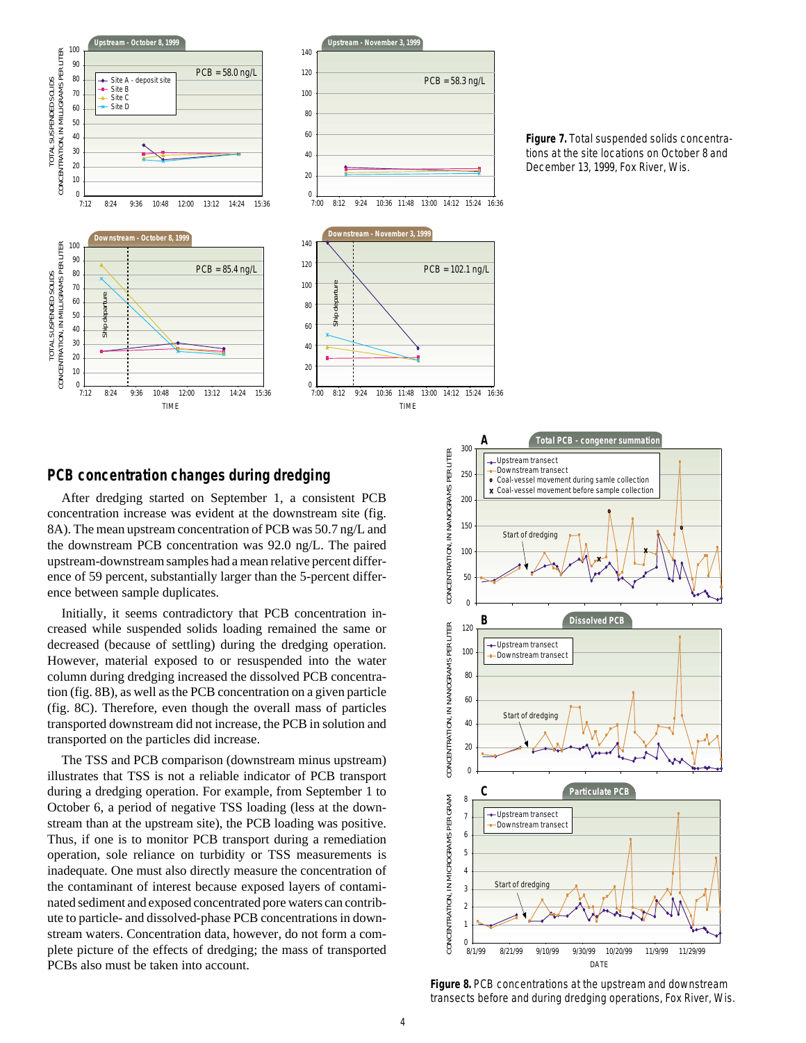Figure 7. Total suspended solids concentrations at the site locations on October 8 and December 13, 1999, Fox River, Wis.

## PCB concentration changes during dredging

After dredging started on September 1, a consistent PCB concentration increase was evident at the downstream site (fig. 8A). The mean upstream concentration of PCB was 50.7 ng/L and the downstream PCB concentration was 92.0 ng/L. The paired upstream-downstream samples had a mean relative percent difference of 59 percent, substantially larger than the 5-percent difference between sample duplicates.

Initially, it seems contradictory that PCB concentration increased while suspended solids loading remained the same or decreased (because of settling) during the dredging operation. However, material exposed to or resuspended into the water column during dredging increased the dissolved PCB concentration (fig. 8B), as well as the PCB concentration on a given particle (fig. 8C). Therefore, even though the overall mass of particles transported downstream did not increase, the PCB in solution and transported on the particles did increase.

The TSS and PCB comparison (downstream minus upstream) illustrates that TSS is not a reliable indicator of PCB transport during a dredging operation. For example, from September 1 to October 6, a period of negative TSS loading (less at the downstream than at the upstream site), the PCB loading was positive. Thus, if one is to monitor PCB transport during a remediation operation, sole reliance on turbidity or TSS measurements is inadequate. One must also directly measure the concentration of the contaminant of interest because exposed layers of contaminated sediment and exposed concentrated pore waters can contribute to particle- and dissolved-phase PCB concentrations in downstream waters. Concentration data, however, do not form a complete picture of the effects of dredging; the mass of transported PCBs also must be taken into account.

Figure 8. PCB concentrations at the upstream and downstream transects before and during dredging operations, Fox River, Wis.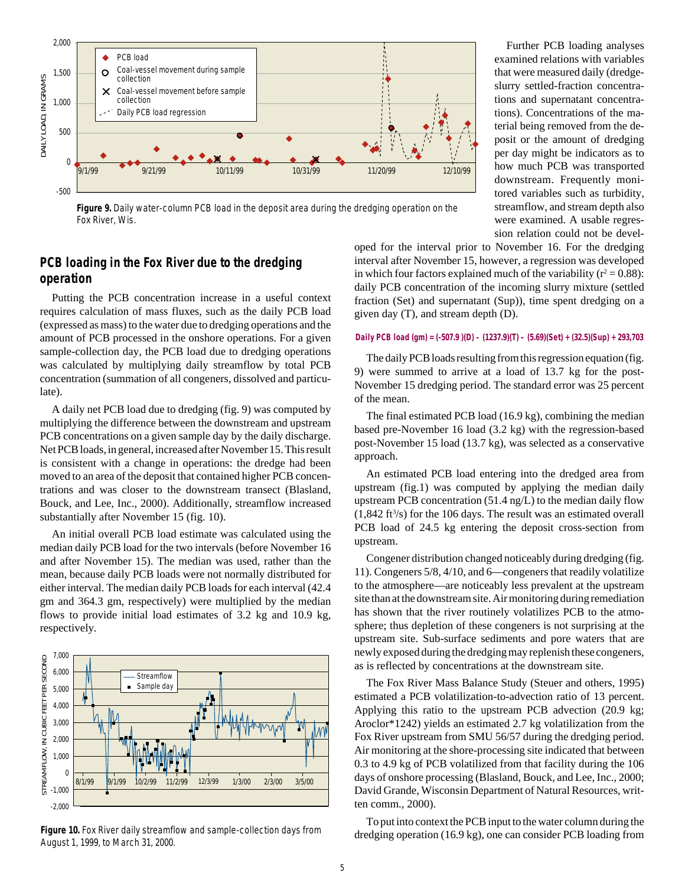**Figure 9.** Daily water-column PCB load in the deposit area during the dredging operation on the Fox River, Wis.

Further PCB loading analyses examined relations with variables that were measured daily (dredge-slurry settled-fraction concentrations and supernatant concentrations). Concentrations of the material being removed from the deposit or the amount of dredging per day might be indicators as to how much PCB was transported downstream. Frequently monitored variables such as turbidity, streamflow, and stream depth also were examined. A usable regression relation could not be developed for the interval prior to November 16. For the dredging interval after November 15, however, a regression was developed in which four factors explained much of the variability ($r^2 = 0.88$): daily PCB concentration of the incoming slurry mixture (settled fraction (Set) and supernatant (Sup)), time spent dredging on a given day (T), and stream depth (D).

**Daily PCB load (gm) = (-507.9 )(D) – (1237.9)(T) – (5.69)(Set) + (32.5)(Sup) + 293,703**

The daily PCB loads resulting from this regression equation (fig. 9) were summed to arrive at a load of 13.7 kg for the post-November 15 dredging period. The standard error was 25 percent of the mean.

The final estimated PCB load (16.9 kg), combining the median based pre-November 16 load (3.2 kg) with the regression-based post-November 15 load (13.7 kg), was selected as a conservative approach.

An estimated PCB load entering into the dredged area from upstream (fig.1) was computed by applying the median daily upstream PCB concentration (51.4 ng/L) to the median daily flow (1,842 $ft^3/s$) for the 106 days. The result was an estimated overall PCB load of 24.5 kg entering the deposit cross-section from upstream.

Congener distribution changed noticeably during dredging (fig. 11). Congeners 5/8, 4/10, and 6—congeners that readily volatilize to the atmosphere—are noticeably less prevalent at the upstream site than at the downstream site. Air monitoring during remediation has shown that the river routinely volatilizes PCB to the atmosphere; thus depletion of these congeners is not surprising at the upstream site. Sub-surface sediments and pore waters that are newly exposed during the dredging may replenish these congeners, as is reflected by concentrations at the downstream site.

The Fox River Mass Balance Study (Steuer and others, 1995) estimated a PCB volatilization-to-advection ratio of 13 percent. Applying this ratio to the upstream PCB advection (20.9 kg; Aroclor*1242) yields an estimated 2.7 kg volatilization from the Fox River upstream from SMU 56/57 during the dredging period. Air monitoring at the shore-processing site indicated that between 0.3 to 4.9 kg of PCB volatilized from that facility during the 106 days of onshore processing (Blasland, Bouck, and Lee, Inc., 2000; David Grande, Wisconsin Department of Natural Resources, written comm., 2000).

To put into context the PCB input to the water column during the dredging operation (16.9 kg), one can consider PCB loading from

## PCB loading in the Fox River due to the dredging operation

Putting the PCB concentration increase in a useful context requires calculation of mass fluxes, such as the daily PCB load (expressed as mass) to the water due to dredging operations and the amount of PCB processed in the onshore operations. For a given sample-collection day, the PCB load due to dredging operations was calculated by multiplying daily streamflow by total PCB concentration (summation of all congeners, dissolved and particulate).

A daily net PCB load due to dredging (fig. 9) was computed by multiplying the difference between the downstream and upstream PCB concentrations on a given sample day by the daily discharge. Net PCB loads, in general, increased after November 15. This result is consistent with a change in operations: the dredge had been moved to an area of the deposit that contained higher PCB concentrations and was closer to the downstream transect (Blasland, Bouck, and Lee, Inc., 2000). Additionally, streamflow increased substantially after November 15 (fig. 10).

An initial overall PCB load estimate was calculated using the median daily PCB load for the two intervals (before November 16 and after November 15). The median was used, rather than the mean, because daily PCB loads were not normally distributed for either interval. The median daily PCB loads for each interval (42.4 gm and 364.3 gm, respectively) were multiplied by the median flows to provide initial load estimates of 3.2 kg and 10.9 kg, respectively.

**Figure 10.** Fox River daily streamflow and sample-collection days from August 1, 1999, to March 31, 2000.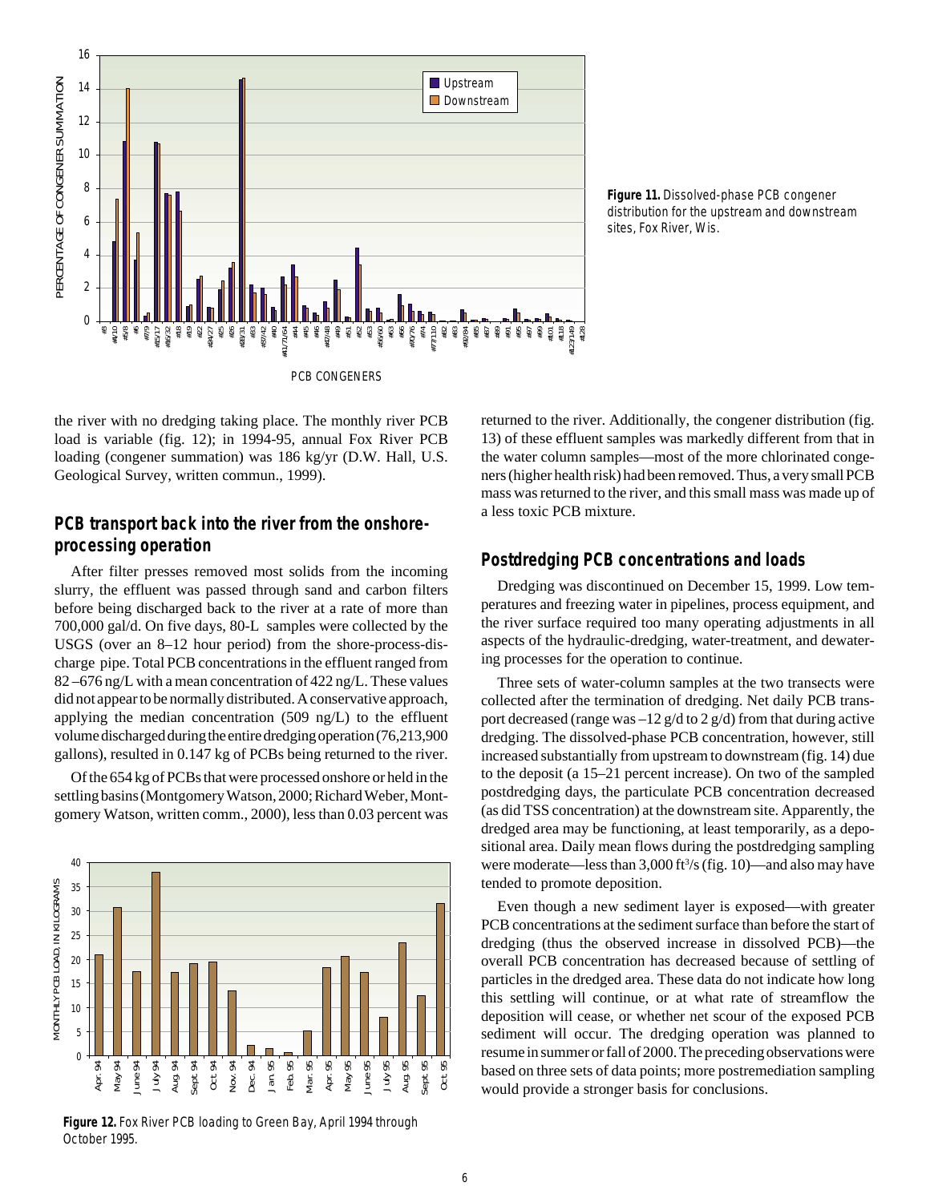**Figure 11.** Dissolved-phase PCB congener distribution for the upstream and downstream sites, Fox River, Wis.

the river with no dredging taking place. The monthly river PCB load is variable (fig. 12); in 1994-95, annual Fox River PCB loading (congener summation) was 186 kg/yr (D.W. Hall, U.S. Geological Survey, written commun., 1999).

## PCB transport back into the river from the onshore-processing operation

After filter presses removed most solids from the incoming slurry, the effluent was passed through sand and carbon filters before being discharged back to the river at a rate of more than 700,000 gal/d. On five days, 80-L samples were collected by the USGS (over an 8–12 hour period) from the shore-process-discharge pipe. Total PCB concentrations in the effluent ranged from 82–676 ng/L with a mean concentration of 422 ng/L. These values did not appear to be normally distributed. A conservative approach, applying the median concentration (509 ng/L) to the effluent volume discharged during the entire dredging operation (76,213,900 gallons), resulted in 0.147 kg of PCBs being returned to the river.

Of the 654 kg of PCBs that were processed onshore or held in the settling basins (Montgomery Watson, 2000; Richard Weber, Montgomery Watson, written comm., 2000), less than 0.03 percent was returned to the river. Additionally, the congener distribution (fig. 13) of these effluent samples was markedly different from that in the water column samples—most of the more chlorinated congeners (higher health risk) had been removed. Thus, a very small PCB mass was returned to the river, and this small mass was made up of a less toxic PCB mixture.

**Figure 12.** Fox River PCB loading to Green Bay, April 1994 through October 1995.

## Postdredging PCB concentrations and loads

Dredging was discontinued on December 15, 1999. Low temperatures and freezing water in pipelines, process equipment, and the river surface required too many operating adjustments in all aspects of the hydraulic-dredging, water-treatment, and dewatering processes for the operation to continue.

Three sets of water-column samples at the two transects were collected after the termination of dredging. Net daily PCB transport decreased (range was –12 g/d to 2 g/d) from that during active dredging. The dissolved-phase PCB concentration, however, still increased substantially from upstream to downstream (fig. 14) due to the deposit (a 15–21 percent increase). On two of the sampled postdredging days, the particulate PCB concentration decreased (as did TSS concentration) at the downstream site. Apparently, the dredged area may be functioning, at least temporarily, as a depositional area. Daily mean flows during the postdredging sampling were moderate—less than 3,000 $ft^3/s$ (fig. 10)—and also may have tended to promote deposition.

Even though a new sediment layer is exposed—with greater PCB concentrations at the sediment surface than before the start of dredging (thus the observed increase in dissolved PCB)—the overall PCB concentration has decreased because of settling of particles in the dredged area. These data do not indicate how long this settling will continue, or at what rate of streamflow the deposition will cease, or whether net scour of the exposed PCB sediment will occur. The dredging operation was planned to resume in summer or fall of 2000. The preceding observations were based on three sets of data points; more postremediation sampling would provide a stronger basis for conclusions.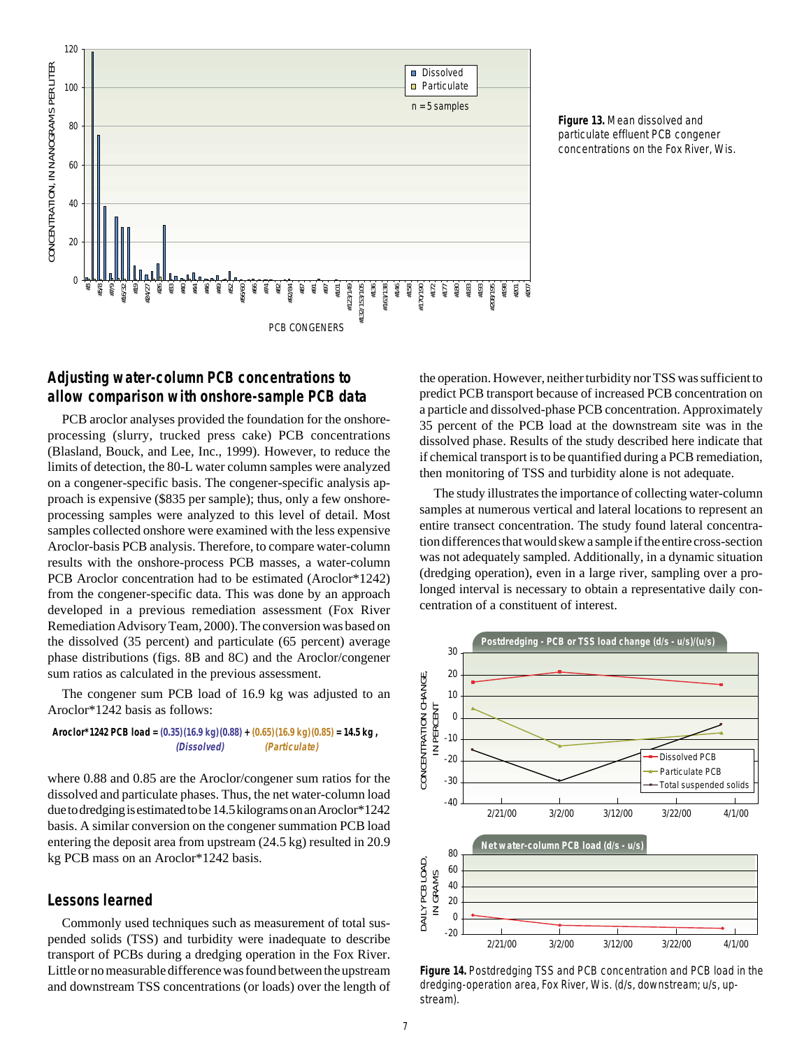Figure 13. Mean dissolved and particulate effluent PCB congener concentrations on the Fox River, Wis.

## Adjusting water-column PCB concentrations to allow comparison with onshore-sample PCB data

PCB aroclor analyses provided the foundation for the onshore-processing (slurry, trucked press cake) PCB concentrations (Blasland, Bouck, and Lee, Inc., 1999). However, to reduce the limits of detection, the 80-L water column samples were analyzed on a congener-specific basis. The congener-specific analysis approach is expensive ($835 per sample); thus, only a few onshore-processing samples were analyzed to this level of detail. Most samples collected onshore were examined with the less expensive Aroclor-basis PCB analysis. Therefore, to compare water-column results with the onshore-process PCB masses, a water-column PCB Aroclor concentration had to be estimated (Aroclor*1242) from the congener-specific data. This was done by an approach developed in a previous remediation assessment (Fox River Remediation Advisory Team, 2000). The conversion was based on the dissolved (35 percent) and particulate (65 percent) average phase distributions (figs. 8B and 8C) and the Aroclor/congener sum ratios as calculated in the previous assessment.

The congener sum PCB load of 16.9 kg was adjusted to an Aroclor*1242 basis as follows:

**Aroclor*1242 PCB load = (0.35)(16.9 kg)(0.88) + (0.65)(16.9 kg)(0.85) = 14.5 kg ,**
*(Dissolved)* *(Particulate)*

where 0.88 and 0.85 are the Aroclor/congener sum ratios for the dissolved and particulate phases. Thus, the net water-column load due to dredging is estimated to be 14.5 kilograms on an Aroclor*1242 basis. A similar conversion on the congener summation PCB load entering the deposit area from upstream (24.5 kg) resulted in 20.9 kg PCB mass on an Aroclor*1242 basis.

## Lessons learned

Commonly used techniques such as measurement of total suspended solids (TSS) and turbidity were inadequate to describe transport of PCBs during a dredging operation in the Fox River. Little or no measurable difference was found between the upstream and downstream TSS concentrations (or loads) over the length of the operation. However, neither turbidity nor TSS was sufficient to predict PCB transport because of increased PCB concentration on a particle and dissolved-phase PCB concentration. Approximately 35 percent of the PCB load at the downstream site was in the dissolved phase. Results of the study described here indicate that if chemical transport is to be quantified during a PCB remediation, then monitoring of TSS and turbidity alone is not adequate.

The study illustrates the importance of collecting water-column samples at numerous vertical and lateral locations to represent an entire transect concentration. The study found lateral concentration differences that would skew a sample if the entire cross-section was not adequately sampled. Additionally, in a dynamic situation (dredging operation), even in a large river, sampling over a prolonged interval is necessary to obtain a representative daily concentration of a constituent of interest.

Figure 14. Postdredging TSS and PCB concentration and PCB load in the dredging-operation area, Fox River, Wis. (d/s, downstream; u/s, upstream).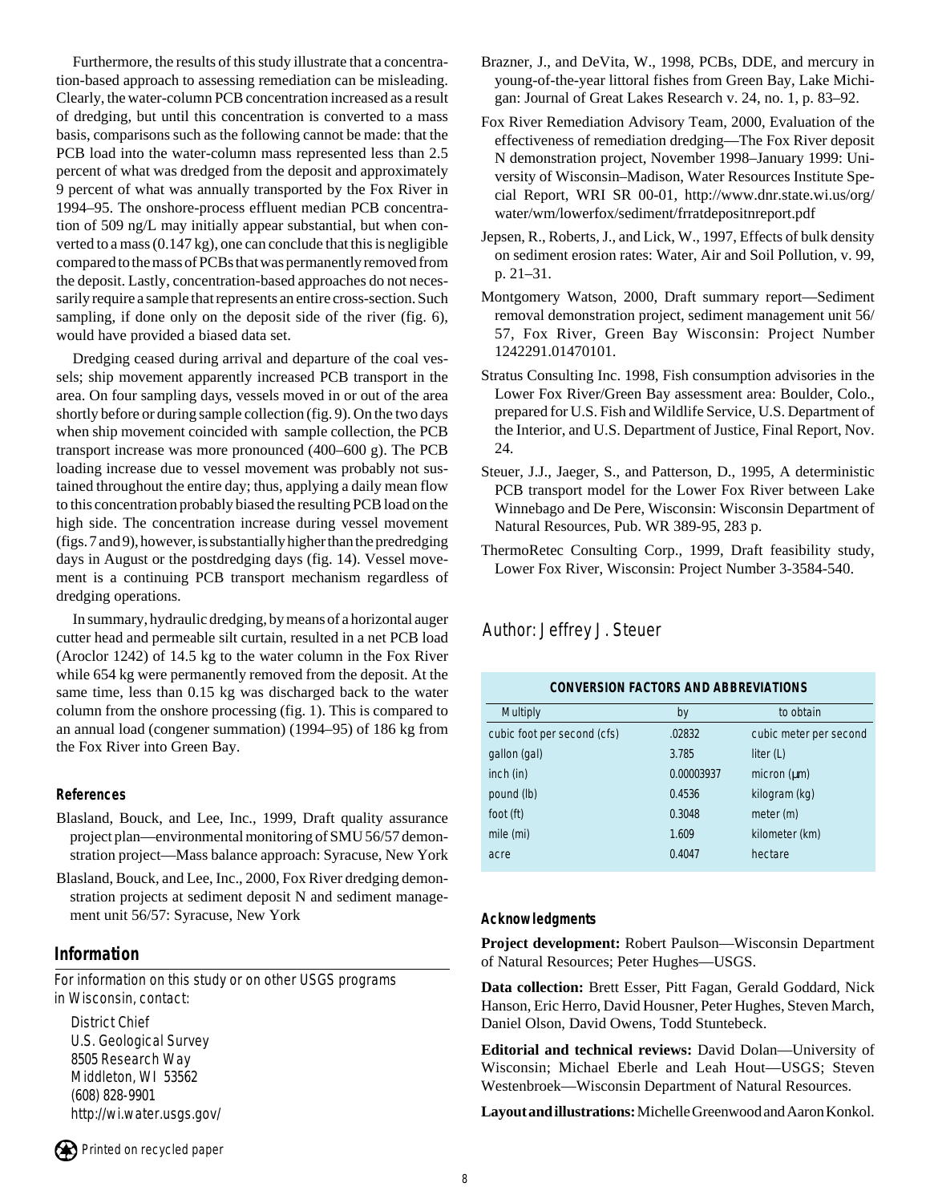Furthermore, the results of this study illustrate that a concentration-based approach to assessing remediation can be misleading. Clearly, the water-column PCB concentration increased as a result of dredging, but until this concentration is converted to a mass basis, comparisons such as the following cannot be made: that the PCB load into the water-column mass represented less than 2.5 percent of what was dredged from the deposit and approximately 9 percent of what was annually transported by the Fox River in 1994–95. The onshore-process effluent median PCB concentration of 509 ng/L may initially appear substantial, but when converted to a mass (0.147 kg), one can conclude that this is negligible compared to the mass of PCBs that was permanently removed from the deposit. Lastly, concentration-based approaches do not necessarily require a sample that represents an entire cross-section. Such sampling, if done only on the deposit side of the river (fig. 6), would have provided a biased data set.

Dredging ceased during arrival and departure of the coal vessels; ship movement apparently increased PCB transport in the area. On four sampling days, vessels moved in or out of the area shortly before or during sample collection (fig. 9). On the two days when ship movement coincided with sample collection, the PCB transport increase was more pronounced (400–600 g). The PCB loading increase due to vessel movement was probably not sustained throughout the entire day; thus, applying a daily mean flow to this concentration probably biased the resulting PCB load on the high side. The concentration increase during vessel movement (figs. 7 and 9), however, is substantially higher than the predredging days in August or the postdredging days (fig. 14). Vessel movement is a continuing PCB transport mechanism regardless of dredging operations.

In summary, hydraulic dredging, by means of a horizontal auger cutter head and permeable silt curtain, resulted in a net PCB load (Aroclor 1242) of 14.5 kg to the water column in the Fox River while 654 kg were permanently removed from the deposit. At the same time, less than 0.15 kg was discharged back to the water column from the onshore processing (fig. 1). This is compared to an annual load (congener summation) (1994–95) of 186 kg from the Fox River into Green Bay.

### References

Blasland, Bouck, and Lee, Inc., 1999, Draft quality assurance project plan—environmental monitoring of SMU 56/57 demonstration project—Mass balance approach: Syracuse, New York

Blasland, Bouck, and Lee, Inc., 2000, Fox River dredging demonstration projects at sediment deposit N and sediment management unit 56/57: Syracuse, New York

Brazner, J., and DeVita, W., 1998, PCBs, DDE, and mercury in young-of-the-year littoral fishes from Green Bay, Lake Michigan: Journal of Great Lakes Research v. 24, no. 1, p. 83–92.

Fox River Remediation Advisory Team, 2000, Evaluation of the effectiveness of remediation dredging—The Fox River deposit N demonstration project, November 1998–January 1999: University of Wisconsin–Madison, Water Resources Institute Special Report, WRI SR 00-01, http://www.dnr.state.wi.us/org/water/wm/lowerfox/sediment/frratdepositnreport.pdf

Jepsen, R., Roberts, J., and Lick, W., 1997, Effects of bulk density on sediment erosion rates: Water, Air and Soil Pollution, v. 99, p. 21–31.

Montgomery Watson, 2000, Draft summary report—Sediment removal demonstration project, sediment management unit 56/57, Fox River, Green Bay Wisconsin: Project Number 1242291.01470101.

Stratus Consulting Inc. 1998, Fish consumption advisories in the Lower Fox River/Green Bay assessment area: Boulder, Colo., prepared for U.S. Fish and Wildlife Service, U.S. Department of the Interior, and U.S. Department of Justice, Final Report, Nov. 24.

Steuer, J.J., Jaeger, S., and Patterson, D., 1995, A deterministic PCB transport model for the Lower Fox River between Lake Winnebago and De Pere, Wisconsin: Wisconsin Department of Natural Resources, Pub. WR 389-95, 283 p.

ThermoRetec Consulting Corp., 1999, Draft feasibility study, Lower Fox River, Wisconsin: Project Number 3-3584-540.

## Information

For information on this study or on other USGS programs in Wisconsin, contact:

District Chief
U.S. Geological Survey
8505 Research Way
Middleton, WI 53562
(608) 828-9901
http://wi.water.usgs.gov/

Printed on recycled paper

## Author: Jeffrey J. Steuer

**CONVERSION FACTORS AND ABBREVIATIONS**

| Multiply | by | to obtain |
|---|---|---|
| cubic foot per second (cfs) | .02832 | cubic meter per second |
| gallon (gal) | 3.785 | liter (L) |
| inch (in) | 0.00003937 | micron (μm) |
| pound (lb) | 0.4536 | kilogram (kg) |
| foot (ft) | 0.3048 | meter (m) |
| mile (mi) | 1.609 | kilometer (km) |
| acre | 0.4047 | hectare |

### Acknowledgments

**Project development:** Robert Paulson—Wisconsin Department of Natural Resources; Peter Hughes—USGS.

**Data collection:** Brett Esser, Pitt Fagan, Gerald Goddard, Nick Hanson, Eric Herro, David Housner, Peter Hughes, Steven March, Daniel Olson, David Owens, Todd Stuntebeck.

**Editorial and technical reviews:** David Dolan—University of Wisconsin; Michael Eberle and Leah Hout—USGS; Steven Westenbroek—Wisconsin Department of Natural Resources.

**Layout and illustrations:** Michelle Greenwood and Aaron Konkol.